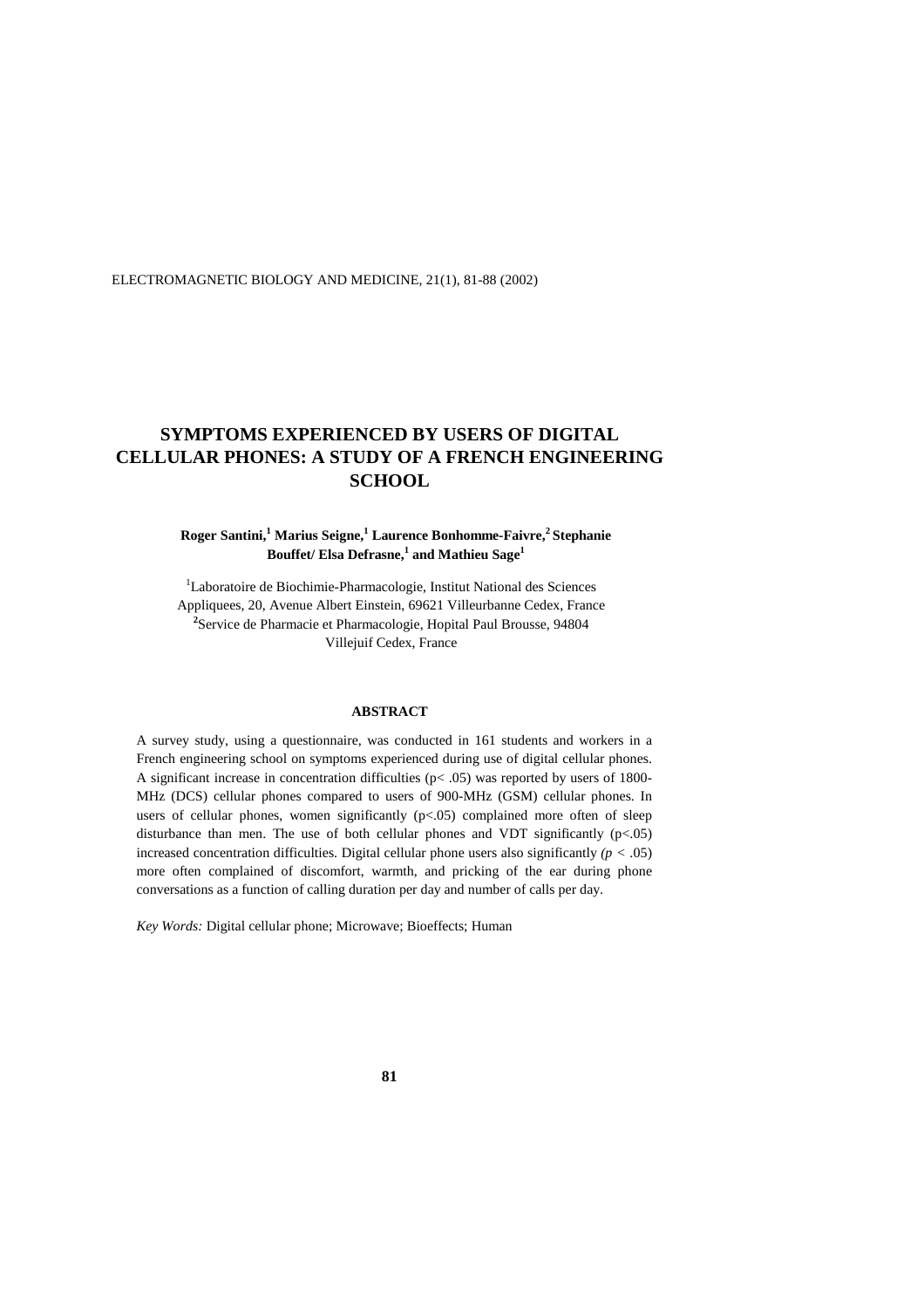# SYMPTOMS EXPERIENCED BY USERS OF DIGITAL CELLULAR PHONES: A STUDY OF A FRENCH ENGINEERING SCHOOL

**Roger Santini,[1] Marius Seigne,[1] Laurence Bonhomme-Faivre,[2] Stephanie Bouffet/ Elsa Defrasne,[1] and Mathieu Sage[1]**

[1]Laboratoire de Biochimie-Pharmacologie, Institut National des Sciences Appliquees, 20, Avenue Albert Einstein, 69621 Villeurbanne Cedex, France
[2]Service de Pharmacie et Pharmacologie, Hopital Paul Brousse, 94804 Villejuif Cedex, France

## ABSTRACT

A survey study, using a questionnaire, was conducted in 161 students and workers in a French engineering school on symptoms experienced during use of digital cellular phones. A significant increase in concentration difficulties ($p < .05$) was reported by users of 1800-MHz (DCS) cellular phones compared to users of 900-MHz (GSM) cellular phones. In users of cellular phones, women significantly ($p < .05$) complained more often of sleep disturbance than men. The use of both cellular phones and VDT significantly ($p < .05$) increased concentration difficulties. Digital cellular phone users also significantly ($p < .05$) more often complained of discomfort, warmth, and pricking of the ear during phone conversations as a function of calling duration per day and number of calls per day.

*Key Words:* Digital cellular phone; Microwave; Bioeffects; Human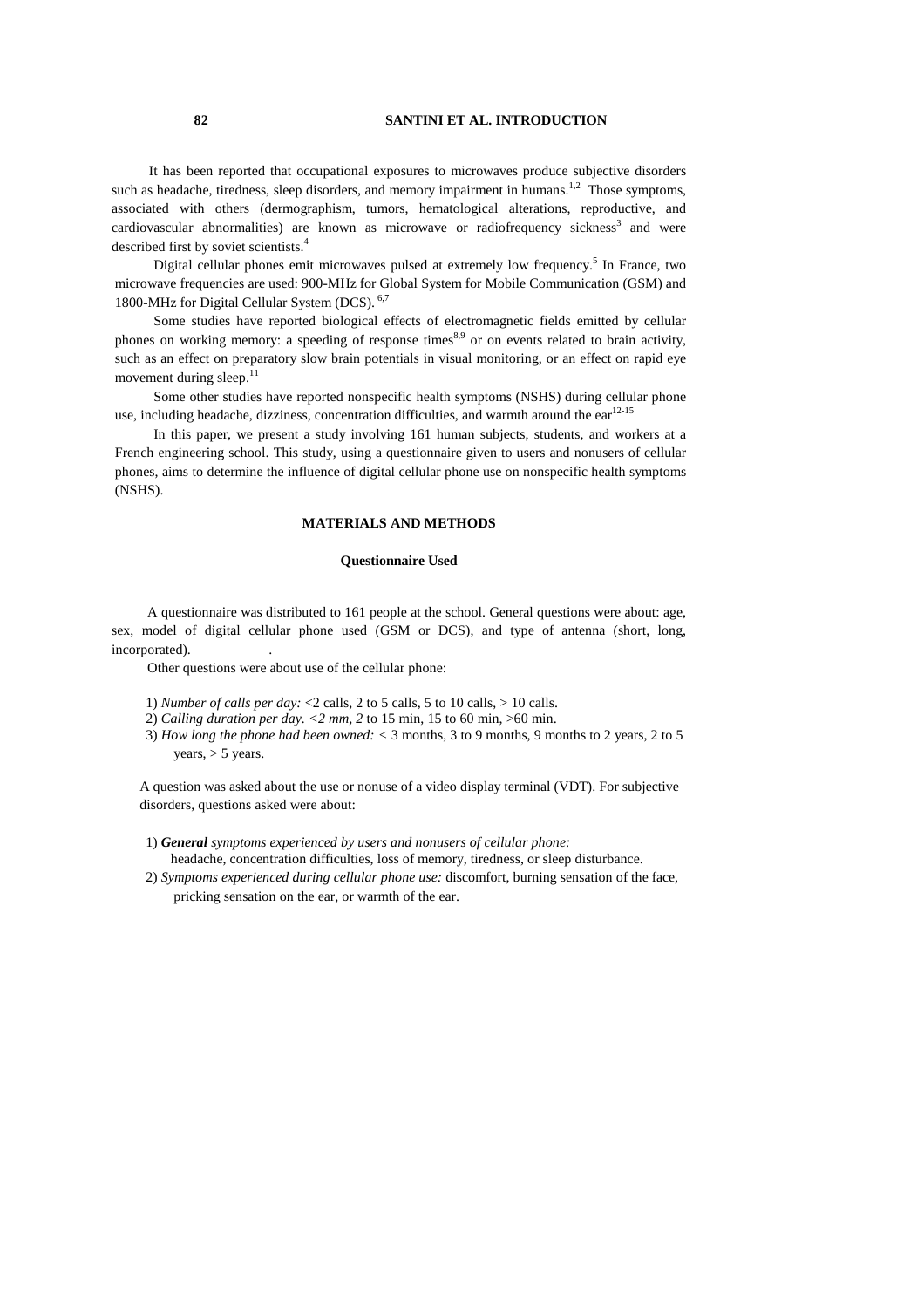## INTRODUCTION

It has been reported that occupational exposures to microwaves produce subjective disorders such as headache, tiredness, sleep disorders, and memory impairment in humans.[1,2] Those symptoms, associated with others (dermographism, tumors, hematological alterations, reproductive, and cardiovascular abnormalities) are known as microwave or radiofrequency sickness[3] and were described first by soviet scientists.[4]

Digital cellular phones emit microwaves pulsed at extremely low frequency.[5] In France, two microwave frequencies are used: 900-MHz for Global System for Mobile Communication (GSM) and 1800-MHz for Digital Cellular System (DCS).[6,7]

Some studies have reported biological effects of electromagnetic fields emitted by cellular phones on working memory: a speeding of response times[8,9] or on events related to brain activity, such as an effect on preparatory slow brain potentials in visual monitoring, or an effect on rapid eye movement during sleep.[11]

Some other studies have reported nonspecific health symptoms (NSHS) during cellular phone use, including headache, dizziness, concentration difficulties, and warmth around the ear[12-15]

In this paper, we present a study involving 161 human subjects, students, and workers at a French engineering school. This study, using a questionnaire given to users and nonusers of cellular phones, aims to determine the influence of digital cellular phone use on nonspecific health symptoms (NSHS).

## MATERIALS AND METHODS

### Questionnaire Used

A questionnaire was distributed to 161 people at the school. General questions were about: age, sex, model of digital cellular phone used (GSM or DCS), and type of antenna (short, long, incorporated).

Other questions were about use of the cellular phone:

1) *Number of calls per day:* <2 calls, 2 to 5 calls, 5 to 10 calls, > 10 calls.
2) *Calling duration per day. <2 mm, 2* to 15 min, 15 to 60 min, >60 min.
3) *How long the phone had been owned:* < 3 months, 3 to 9 months, 9 months to 2 years, 2 to 5 years, > 5 years.

A question was asked about the use or nonuse of a video display terminal (VDT). For subjective disorders, questions asked were about:

1) ***General*** *symptoms experienced by users and nonusers of cellular phone:* headache, concentration difficulties, loss of memory, tiredness, or sleep disturbance.
2) *Symptoms experienced during cellular phone use:* discomfort, burning sensation of the face, pricking sensation on the ear, or warmth of the ear.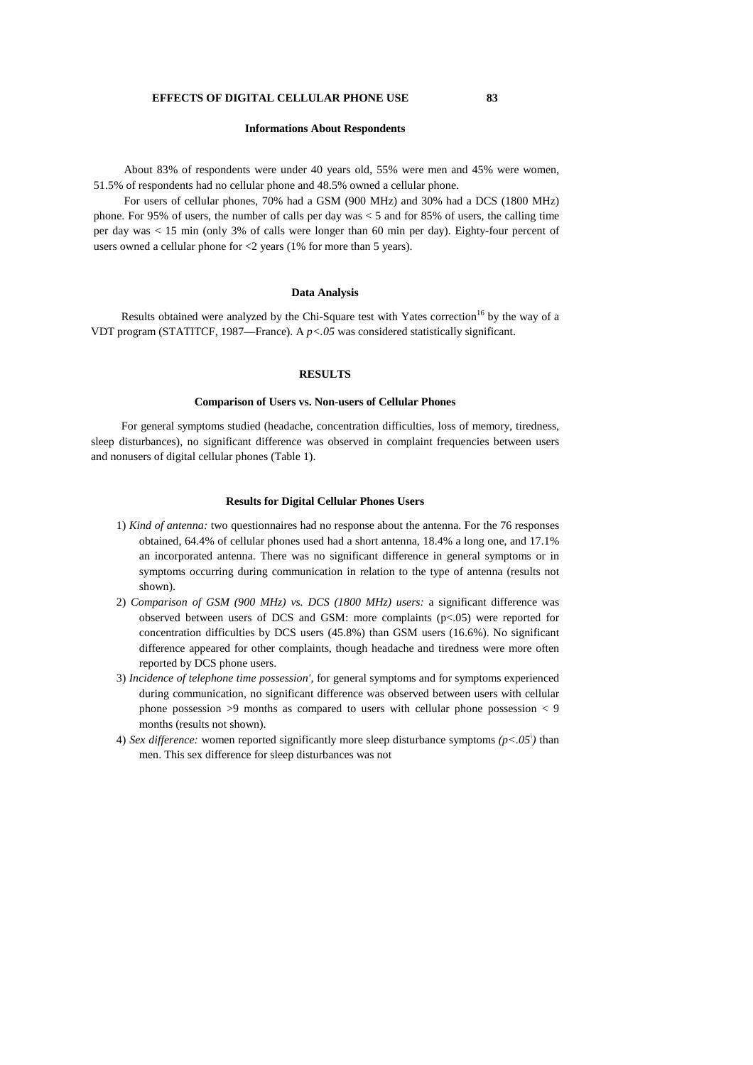### Informations About Respondents

About 83% of respondents were under 40 years old, 55% were men and 45% were women, 51.5% of respondents had no cellular phone and 48.5% owned a cellular phone.

For users of cellular phones, 70% had a GSM (900 MHz) and 30% had a DCS (1800 MHz) phone. For 95% of users, the number of calls per day was < 5 and for 85% of users, the calling time per day was < 15 min (only 3% of calls were longer than 60 min per day). Eighty-four percent of users owned a cellular phone for <2 years (1% for more than 5 years).

### Data Analysis

Results obtained were analyzed by the Chi-Square test with Yates correction[16] by the way of a VDT program (STATITCF, 1987—France). A $p<.05$ was considered statistically significant.

## RESULTS

### Comparison of Users vs. Non-users of Cellular Phones

For general symptoms studied (headache, concentration difficulties, loss of memory, tiredness, sleep disturbances), no significant difference was observed in complaint frequencies between users and nonusers of digital cellular phones (Table 1).

### Results for Digital Cellular Phones Users

1) *Kind of antenna:* two questionnaires had no response about the antenna. For the 76 responses obtained, 64.4% of cellular phones used had a short antenna, 18.4% a long one, and 17.1% an incorporated antenna. There was no significant difference in general symptoms or in symptoms occurring during communication in relation to the type of antenna (results not shown).
2) *Comparison of GSM (900 MHz) vs. DCS (1800 MHz) users:* a significant difference was observed between users of DCS and GSM: more complaints ($p<.05$) were reported for concentration difficulties by DCS users (45.8%) than GSM users (16.6%). No significant difference appeared for other complaints, though headache and tiredness were more often reported by DCS phone users.
3) *Incidence of telephone time possession',* for general symptoms and for symptoms experienced during communication, no significant difference was observed between users with cellular phone possession >9 months as compared to users with cellular phone possession < 9 months (results not shown).
4) *Sex difference:* women reported significantly more sleep disturbance symptoms ($p<.05$) than men. This sex difference for sleep disturbances was not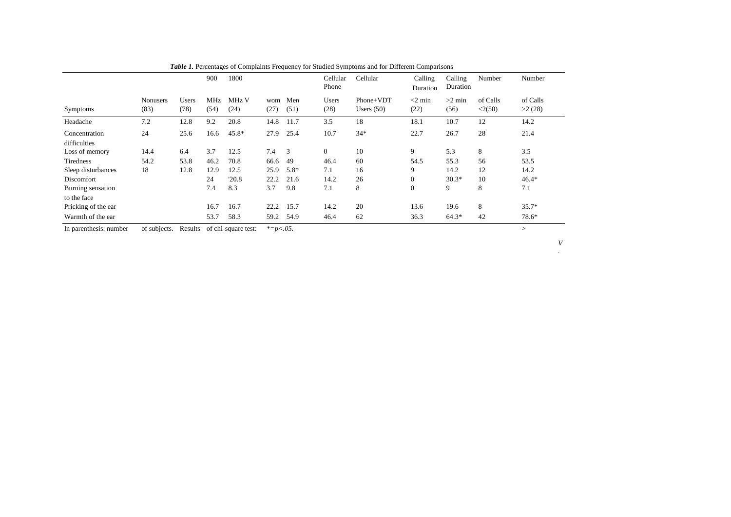***Table 1.*** Percentages of Complaints Frequency for Studied Symptoms and for Different Comparisons

| Symptoms | Nonusers (83) | Users (78) | 900 MHz (54) | 1800 MHz V (24) | wom (27) | Men (51) | Cellular Phone Users (28) | Cellular Phone+VDT Users (50) | Calling Duration <2 min (22) | Calling Duration >2 min (56) | Number of Calls <2(50) | Number of Calls >2 (28) |
|---|---|---|---|---|---|---|---|---|---|---|---|---|
| Headache | 7.2 | 12.8 | 9.2 | 20.8 | 14.8 | 11.7 | 3.5 | 18 | 18.1 | 10.7 | 12 | 14.2 |
| Concentration difficulties | 24 | 25.6 | 16.6 | 45.8* | 27.9 | 25.4 | 10.7 | 34* | 22.7 | 26.7 | 28 | 21.4 |
| Loss of memory | 14.4 | 6.4 | 3.7 | 12.5 | 7.4 | 3 | 0 | 10 | 9 | 5.3 | 8 | 3.5 |
| Tiredness | 54.2 | 53.8 | 46.2 | 70.8 | 66.6 | 49 | 46.4 | 60 | 54.5 | 55.3 | 56 | 53.5 |
| Sleep disturbances | 18 | 12.8 | 12.9 | 12.5 | 25.9 | 5.8* | 7.1 | 16 | 9 | 14.2 | 12 | 14.2 |
| Discomfort | | | 24 | '20.8 | 22.2 | 21.6 | 14.2 | 26 | 0 | 30.3* | 10 | 46.4* |
| Burning sensation to the face | | | 7.4 | 8.3 | 3.7 | 9.8 | 7.1 | 8 | 0 | 9 | 8 | 7.1 |
| Pricking of the ear | | | 16.7 | 16.7 | 22.2 | 15.7 | 14.2 | 20 | 13.6 | 19.6 | 8 | 35.7* |
| Warmth of the ear | | | 53.7 | 58.3 | 59.2 | 54.9 | 46.4 | 62 | 36.3 | 64.3* | 42 | 78.6* |

In parenthesis: number of subjects. Results of chi-square test: *=$p<.05$.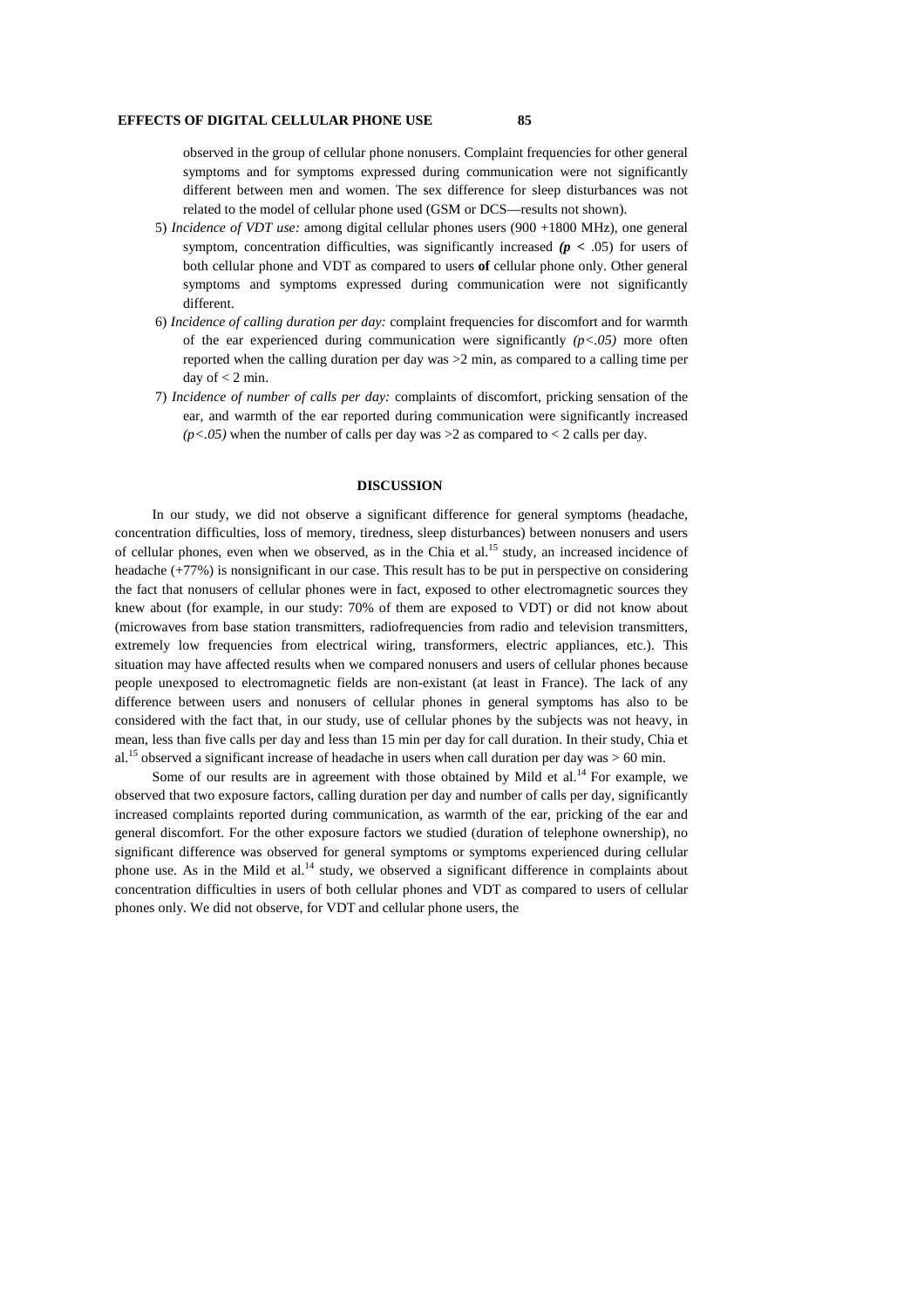observed in the group of cellular phone nonusers. Complaint frequencies for other general symptoms and for symptoms expressed during communication were not significantly different between men and women. The sex difference for sleep disturbances was not related to the model of cellular phone used (GSM or DCS—results not shown).

5) *Incidence of VDT use:* among digital cellular phones users (900 +1800 MHz), one general symptom, concentration difficulties, was significantly increased ***(p <*** .05) for users of both cellular phone and VDT as compared to users **of** cellular phone only. Other general symptoms and symptoms expressed during communication were not significantly different.

6) *Incidence of calling duration per day:* complaint frequencies for discomfort and for warmth of the ear experienced during communication were significantly *($p<.05$)* more often reported when the calling duration per day was >2 min, as compared to a calling time per day of < 2 min.

7) *Incidence of number of calls per day:* complaints of discomfort, pricking sensation of the ear, and warmth of the ear reported during communication were significantly increased *($p<.05$)* when the number of calls per day was >2 as compared to < 2 calls per day.

## DISCUSSION

In our study, we did not observe a significant difference for general symptoms (headache, concentration difficulties, loss of memory, tiredness, sleep disturbances) between nonusers and users of cellular phones, even when we observed, as in the Chia et al.[15] study, an increased incidence of headache (+77%) is nonsignificant in our case. This result has to be put in perspective on considering the fact that nonusers of cellular phones were in fact, exposed to other electromagnetic sources they knew about (for example, in our study: 70% of them are exposed to VDT) or did not know about (microwaves from base station transmitters, radiofrequencies from radio and television transmitters, extremely low frequencies from electrical wiring, transformers, electric appliances, etc.). This situation may have affected results when we compared nonusers and users of cellular phones because people unexposed to electromagnetic fields are non-existant (at least in France). The lack of any difference between users and nonusers of cellular phones in general symptoms has also to be considered with the fact that, in our study, use of cellular phones by the subjects was not heavy, in mean, less than five calls per day and less than 15 min per day for call duration. In their study, Chia et al.[15] observed a significant increase of headache in users when call duration per day was > 60 min.

Some of our results are in agreement with those obtained by Mild et al.[14] For example, we observed that two exposure factors, calling duration per day and number of calls per day, significantly increased complaints reported during communication, as warmth of the ear, pricking of the ear and general discomfort. For the other exposure factors we studied (duration of telephone ownership), no significant difference was observed for general symptoms or symptoms experienced during cellular phone use. As in the Mild et al.[14] study, we observed a significant difference in complaints about concentration difficulties in users of both cellular phones and VDT as compared to users of cellular phones only. We did not observe, for VDT and cellular phone users, the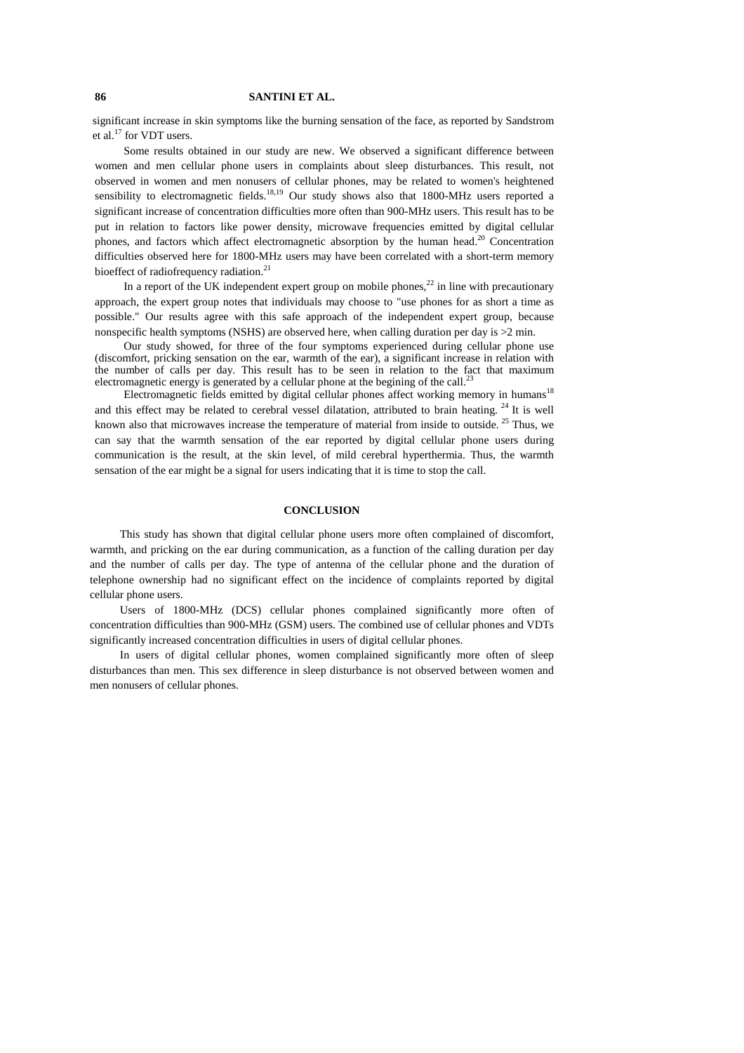significant increase in skin symptoms like the burning sensation of the face, as reported by Sandstrom et al.[17] for VDT users.

Some results obtained in our study are new. We observed a significant difference between women and men cellular phone users in complaints about sleep disturbances. This result, not observed in women and men nonusers of cellular phones, may be related to women's heightened sensibility to electromagnetic fields.[18,19] Our study shows also that 1800-MHz users reported a significant increase of concentration difficulties more often than 900-MHz users. This result has to be put in relation to factors like power density, microwave frequencies emitted by digital cellular phones, and factors which affect electromagnetic absorption by the human head.[20] Concentration difficulties observed here for 1800-MHz users may have been correlated with a short-term memory bioeffect of radiofrequency radiation.[21]

In a report of the UK independent expert group on mobile phones,[22] in line with precautionary approach, the expert group notes that individuals may choose to "use phones for as short a time as possible." Our results agree with this safe approach of the independent expert group, because nonspecific health symptoms (NSHS) are observed here, when calling duration per day is >2 min.

Our study showed, for three of the four symptoms experienced during cellular phone use (discomfort, pricking sensation on the ear, warmth of the ear), a significant increase in relation with the number of calls per day. This result has to be seen in relation to the fact that maximum electromagnetic energy is generated by a cellular phone at the begining of the call.[23]

Electromagnetic fields emitted by digital cellular phones affect working memory in humans[18] and this effect may be related to cerebral vessel dilatation, attributed to brain heating. [24] It is well known also that microwaves increase the temperature of material from inside to outside. [25] Thus, we can say that the warmth sensation of the ear reported by digital cellular phone users during communication is the result, at the skin level, of mild cerebral hyperthermia. Thus, the warmth sensation of the ear might be a signal for users indicating that it is time to stop the call.

## CONCLUSION

This study has shown that digital cellular phone users more often complained of discomfort, warmth, and pricking on the ear during communication, as a function of the calling duration per day and the number of calls per day. The type of antenna of the cellular phone and the duration of telephone ownership had no significant effect on the incidence of complaints reported by digital cellular phone users.

Users of 1800-MHz (DCS) cellular phones complained significantly more often of concentration difficulties than 900-MHz (GSM) users. The combined use of cellular phones and VDTs significantly increased concentration difficulties in users of digital cellular phones.

In users of digital cellular phones, women complained significantly more often of sleep disturbances than men. This sex difference in sleep disturbance is not observed between women and men nonusers of cellular phones.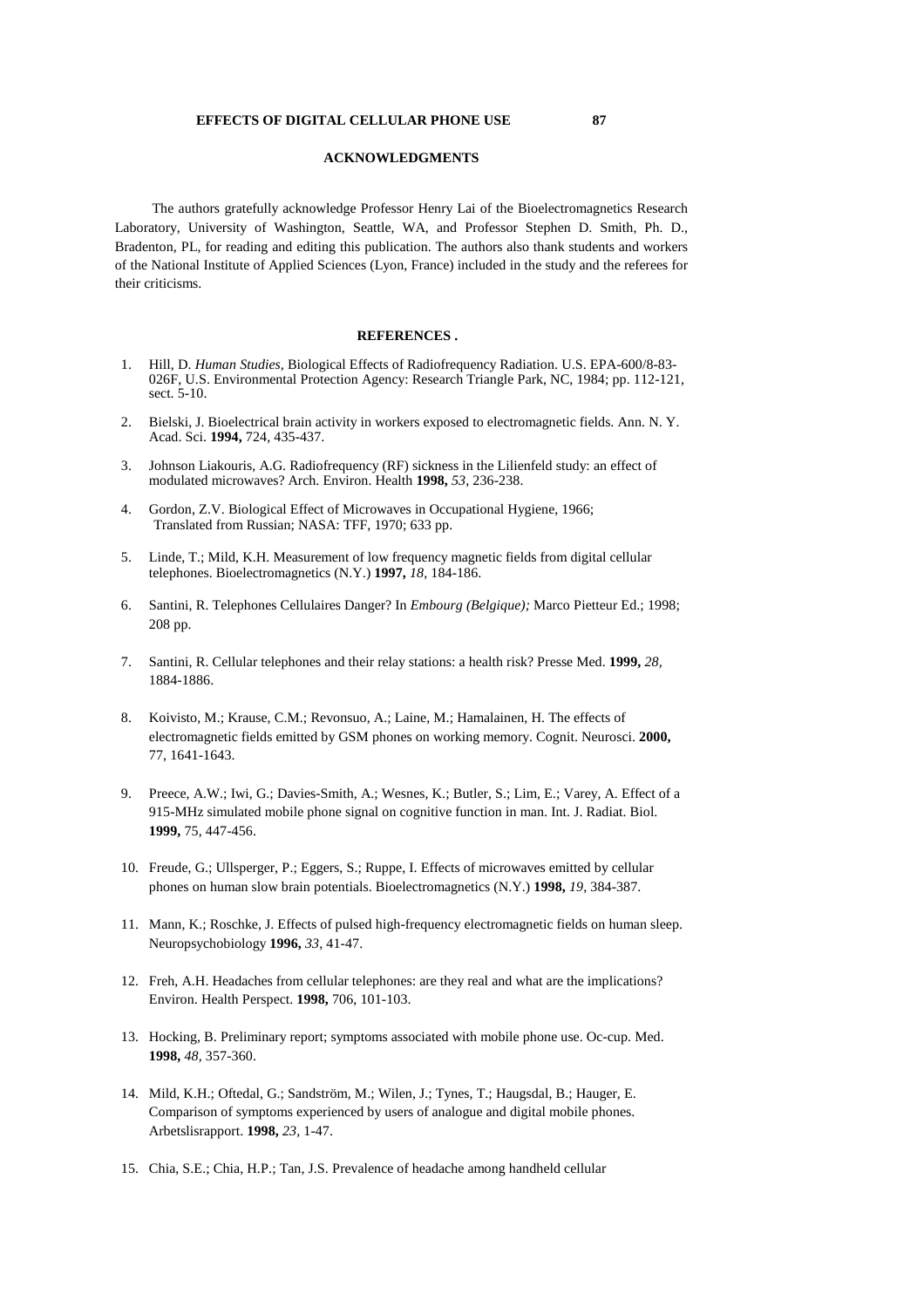## ACKNOWLEDGMENTS

The authors gratefully acknowledge Professor Henry Lai of the Bioelectromagnetics Research Laboratory, University of Washington, Seattle, WA, and Professor Stephen D. Smith, Ph. D., Bradenton, PL, for reading and editing this publication. The authors also thank students and workers of the National Institute of Applied Sciences (Lyon, France) included in the study and the referees for their criticisms.

## REFERENCES .

1. Hill, D. *Human Studies*, Biological Effects of Radiofrequency Radiation. U.S. EPA-600/8-83-026F, U.S. Environmental Protection Agency: Research Triangle Park, NC, 1984; pp. 112-121, sect. 5-10.

2. Bielski, J. Bioelectrical brain activity in workers exposed to electromagnetic fields. Ann. N. Y. Acad. Sci. **1994,** 724, 435-437.

3. Johnson Liakouris, A.G. Radiofrequency (RF) sickness in the Lilienfeld study: an effect of modulated microwaves? Arch. Environ. Health **1998,** *53,* 236-238.

4. Gordon, Z.V. Biological Effect of Microwaves in Occupational Hygiene, 1966; Translated from Russian; NASA: TFF, 1970; 633 pp.

5. Linde, T.; Mild, K.H. Measurement of low frequency magnetic fields from digital cellular telephones. Bioelectromagnetics (N.Y.) **1997,** *18,* 184-186.

6. Santini, R. Telephones Cellulaires Danger? In *Embourg (Belgique);* Marco Pietteur Ed.; 1998; 208 pp.

7. Santini, R. Cellular telephones and their relay stations: a health risk? Presse Med. **1999,** *28,* 1884-1886.

8. Koivisto, M.; Krause, C.M.; Revonsuo, A.; Laine, M.; Hamalainen, H. The effects of electromagnetic fields emitted by GSM phones on working memory. Cognit. Neurosci. **2000,** 77, 1641-1643.

9. Preece, A.W.; Iwi, G.; Davies-Smith, A.; Wesnes, K.; Butler, S.; Lim, E.; Varey, A. Effect of a 915-MHz simulated mobile phone signal on cognitive function in man. Int. J. Radiat. Biol. **1999,** 75, 447-456.

10. Freude, G.; Ullsperger, P.; Eggers, S.; Ruppe, I. Effects of microwaves emitted by cellular phones on human slow brain potentials. Bioelectromagnetics (N.Y.) **1998,** *19,* 384-387.

11. Mann, K.; Roschke, J. Effects of pulsed high-frequency electromagnetic fields on human sleep. Neuropsychobiology **1996,** *33,* 41-47.

12. Freh, A.H. Headaches from cellular telephones: are they real and what are the implications? Environ. Health Perspect. **1998,** 706, 101-103.

13. Hocking, B. Preliminary report; symptoms associated with mobile phone use. Oc-cup. Med. **1998,** *48,* 357-360.

14. Mild, K.H.; Oftedal, G.; Sandström, M.; Wilen, J.; Tynes, T.; Haugsdal, B.; Hauger, E. Comparison of symptoms experienced by users of analogue and digital mobile phones. Arbetslisrapport. **1998,** *23,* 1-47.

15. Chia, S.E.; Chia, H.P.; Tan, J.S. Prevalence of headache among handheld cellular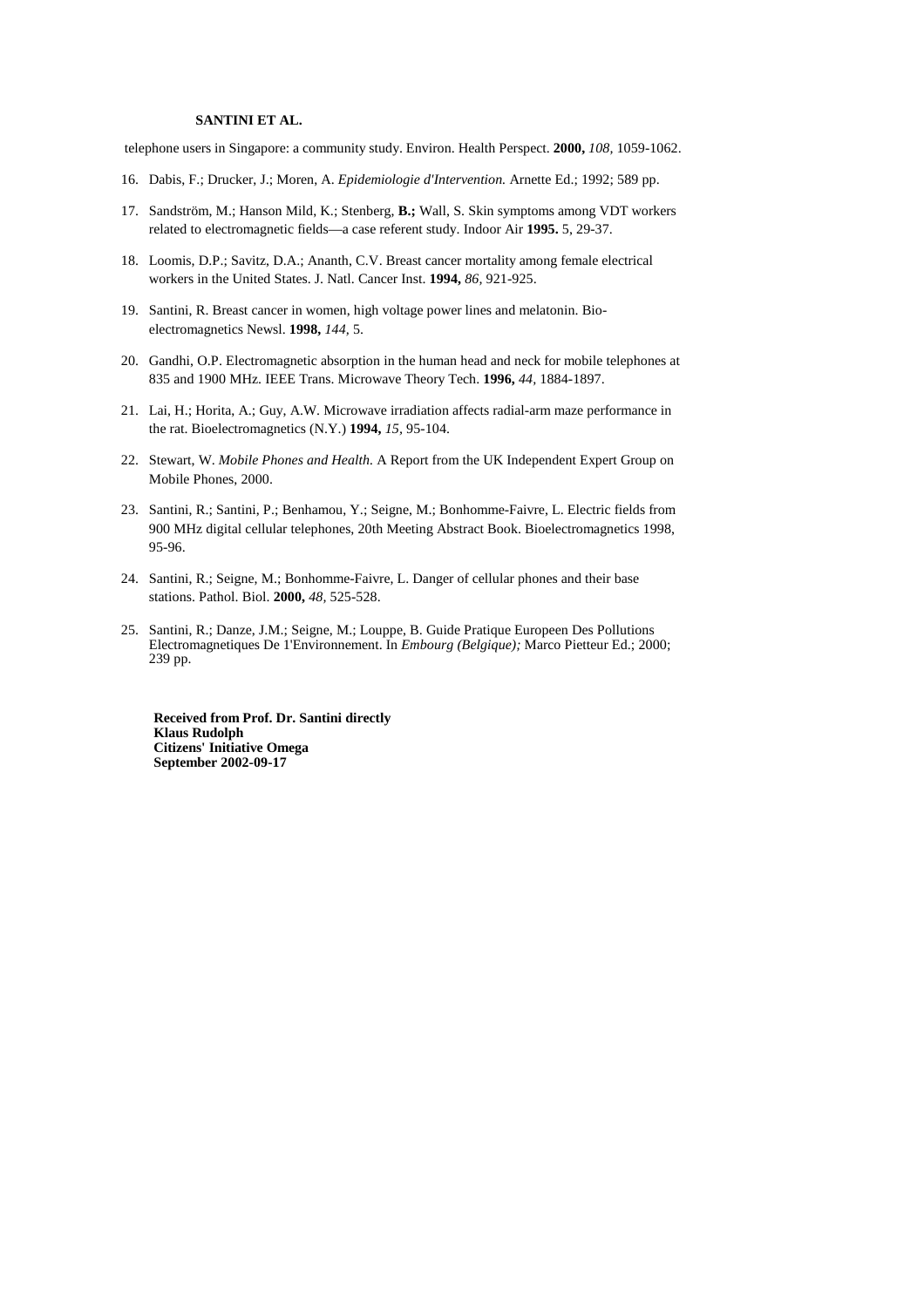telephone users in Singapore: a community study. Environ. Health Perspect. **2000,** *108,* 1059-1062.

16. Dabis, F.; Drucker, J.; Moren, A. *Epidemiologie d'Intervention.* Arnette Ed.; 1992; 589 pp.

17. Sandström, M.; Hanson Mild, K.; Stenberg, **B.;** Wall, S. Skin symptoms among VDT workers related to electromagnetic fields—a case referent study. Indoor Air **1995.** 5, 29-37.

18. Loomis, D.P.; Savitz, D.A.; Ananth, C.V. Breast cancer mortality among female electrical workers in the United States. J. Natl. Cancer Inst. **1994,** *86,* 921-925.

19. Santini, R. Breast cancer in women, high voltage power lines and melatonin. Bio-electromagnetics Newsl. **1998,** *144,* 5.

20. Gandhi, O.P. Electromagnetic absorption in the human head and neck for mobile telephones at 835 and 1900 MHz. IEEE Trans. Microwave Theory Tech. **1996,** *44,* 1884-1897.

21. Lai, H.; Horita, A.; Guy, A.W. Microwave irradiation affects radial-arm maze performance in the rat. Bioelectromagnetics (N.Y.) **1994,** *15,* 95-104.

22. Stewart, W. *Mobile Phones and Health.* A Report from the UK Independent Expert Group on Mobile Phones, 2000.

23. Santini, R.; Santini, P.; Benhamou, Y.; Seigne, M.; Bonhomme-Faivre, L. Electric fields from 900 MHz digital cellular telephones, 20th Meeting Abstract Book. Bioelectromagnetics 1998, 95-96.

24. Santini, R.; Seigne, M.; Bonhomme-Faivre, L. Danger of cellular phones and their base stations. Pathol. Biol. **2000,** *48,* 525-528.

25. Santini, R.; Danze, J.M.; Seigne, M.; Louppe, B. Guide Pratique Europeen Des Pollutions Electromagnetiques De 1'Environnement. In *Embourg (Belgique);* Marco Pietteur Ed.; 2000; 239 pp.

**Received from Prof. Dr. Santini directly**
**Klaus Rudolph**
**Citizens' Initiative Omega**
**September 2002-09-17**